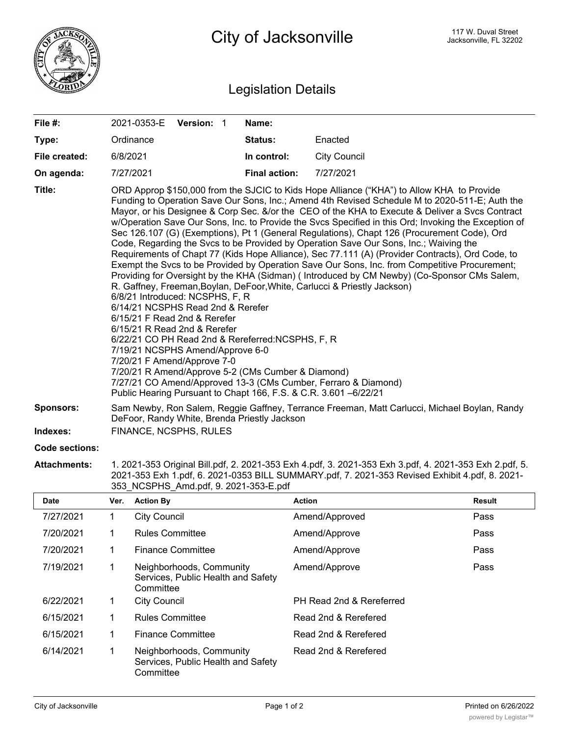# City of Jacksonville

117 W. Duval Street
Jacksonville, FL 32202

## Legislation Details

| | | | |
|---|---|---|---|
| **File #:** | 2021-0353-E **Version:** 1 | **Name:** | |
| **Type:** | Ordinance | **Status:** | Enacted |
| **File created:** | 6/8/2021 | **In control:** | City Council |
| **On agenda:** | 7/27/2021 | **Final action:** | 7/27/2021 |

**Title:** ORD Approp $150,000 from the SJCIC to Kids Hope Alliance ("KHA") to Allow KHA to Provide Funding to Operation Save Our Sons, Inc.; Amend 4th Revised Schedule M to 2020-511-E; Auth the Mayor, or his Designee & Corp Sec. &/or the CEO of the KHA to Execute & Deliver a Svcs Contract w/Operation Save Our Sons, Inc. to Provide the Svcs Specified in this Ord; Invoking the Exception of Sec 126.107 (G) (Exemptions), Pt 1 (General Regulations), Chapt 126 (Procurement Code), Ord Code, Regarding the Svcs to be Provided by Operation Save Our Sons, Inc.; Waiving the Requirements of Chapt 77 (Kids Hope Alliance), Sec 77.111 (A) (Provider Contracts), Ord Code, to Exempt the Svcs to be Provided by Operation Save Our Sons, Inc. from Competitive Procurement; Providing for Oversight by the KHA (Sidman) ( Introduced by CM Newby) (Co-Sponsor CMs Salem, R. Gaffney, Freeman,Boylan, DeFoor,White, Carlucci & Priestly Jackson)
6/8/21 Introduced: NCSPHS, F, R
6/14/21 NCSPHS Read 2nd & Rerefer
6/15/21 F Read 2nd & Rerefer
6/15/21 R Read 2nd & Rerefer
6/22/21 CO PH Read 2nd & Rereferred:NCSPHS, F, R
7/19/21 NCSPHS Amend/Approve 6-0
7/20/21 F Amend/Approve 7-0
7/20/21 R Amend/Approve 5-2 (CMs Cumber & Diamond)
7/27/21 CO Amend/Approved 13-3 (CMs Cumber, Ferraro & Diamond)
Public Hearing Pursuant to Chapt 166, F.S. & C.R. 3.601 –6/22/21

**Sponsors:** Sam Newby, Ron Salem, Reggie Gaffney, Terrance Freeman, Matt Carlucci, Michael Boylan, Randy DeFoor, Randy White, Brenda Priestly Jackson

**Indexes:** FINANCE, NCSPHS, RULES

**Code sections:**

**Attachments:** 1. 2021-353 Original Bill.pdf, 2. 2021-353 Exh 4.pdf, 3. 2021-353 Exh 3.pdf, 4. 2021-353 Exh 2.pdf, 5. 2021-353 Exh 1.pdf, 6. 2021-0353 BILL SUMMARY.pdf, 7. 2021-353 Revised Exhibit 4.pdf, 8. 2021-353_NCSPHS_Amd.pdf, 9. 2021-353-E.pdf

| Date | Ver. | Action By | Action | Result |
|---|---|---|---|---|
| 7/27/2021 | 1 | City Council | Amend/Approved | Pass |
| 7/20/2021 | 1 | Rules Committee | Amend/Approve | Pass |
| 7/20/2021 | 1 | Finance Committee | Amend/Approve | Pass |
| 7/19/2021 | 1 | Neighborhoods, Community Services, Public Health and Safety Committee | Amend/Approve | Pass |
| 6/22/2021 | 1 | City Council | PH Read 2nd & Rereferred | |
| 6/15/2021 | 1 | Rules Committee | Read 2nd & Rerefered | |
| 6/15/2021 | 1 | Finance Committee | Read 2nd & Rerefered | |
| 6/14/2021 | 1 | Neighborhoods, Community Services, Public Health and Safety Committee | Read 2nd & Rerefered | |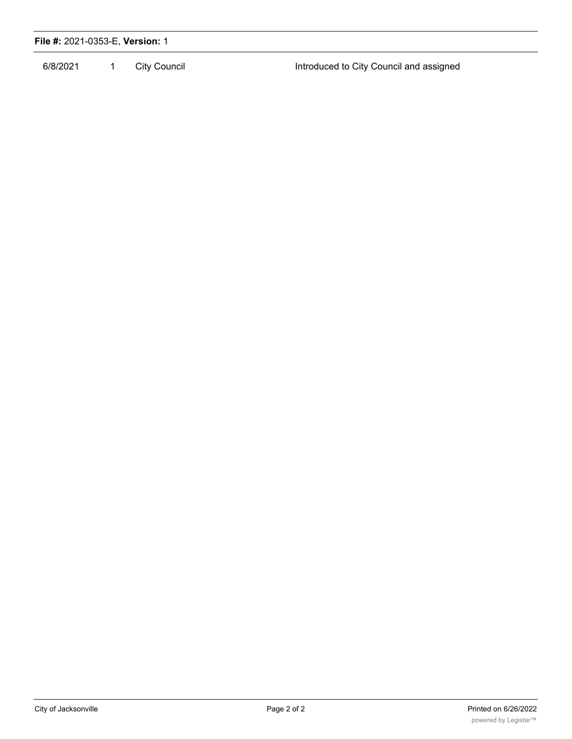**File #:** 2021-0353-E, **Version:** 1

| | | | |
|---|---|---|---|
| 6/8/2021 | 1 | City Council | Introduced to City Council and assigned |